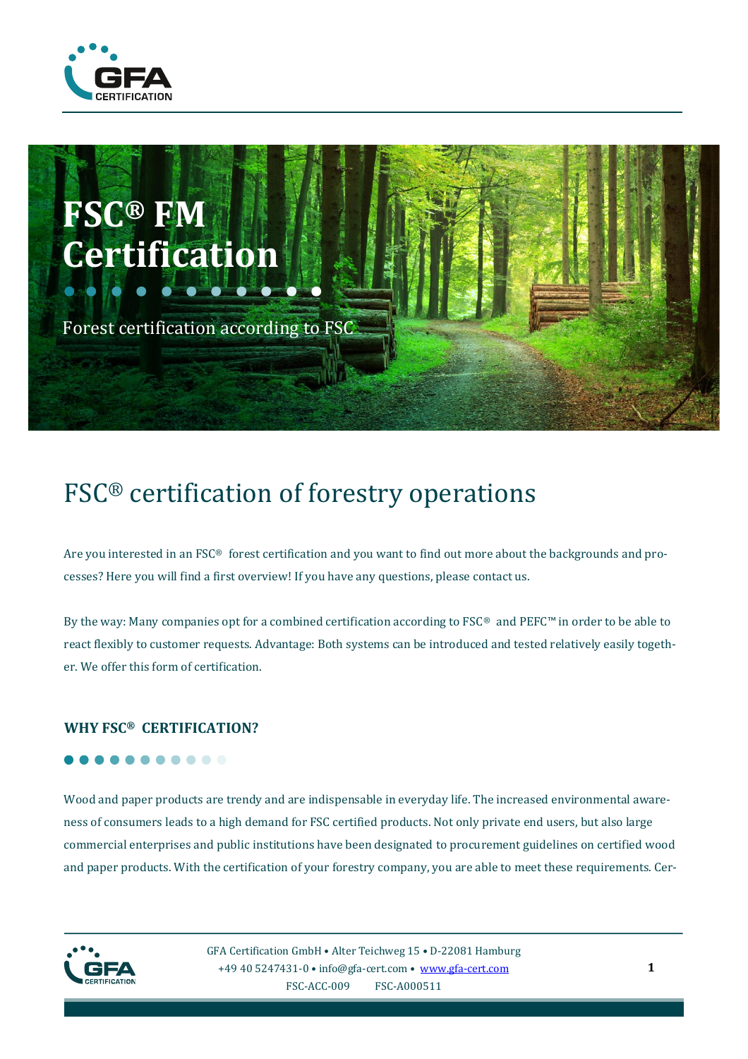# FSC® FM Certification

Forest certification according to FSC

## FSC® certification of forestry operations

Are you interested in an FSC® forest certification and you want to find out more about the backgrounds and processes? Here you will find a first overview! If you have any questions, please contact us.

By the way: Many companies opt for a combined certification according to FSC® and PEFC™ in order to be able to react flexibly to customer requests. Advantage: Both systems can be introduced and tested relatively easily together. We offer this form of certification.

### WHY FSC® CERTIFICATION?

Wood and paper products are trendy and are indispensable in everyday life. The increased environmental awareness of consumers leads to a high demand for FSC certified products. Not only private end users, but also large commercial enterprises and public institutions have been designated to procurement guidelines on certified wood and paper products. With the certification of your forestry company, you are able to meet these requirements. Cer-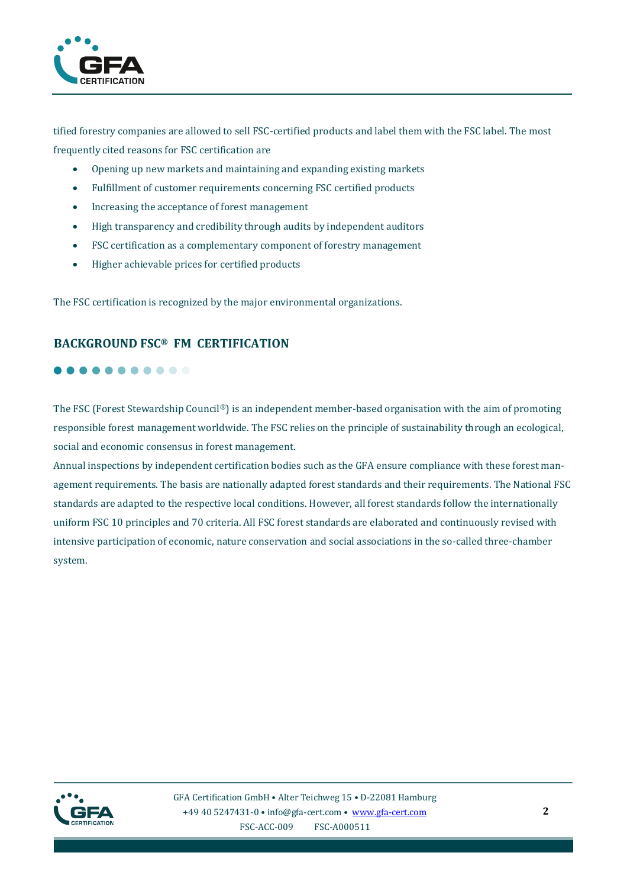tified forestry companies are allowed to sell FSC-certified products and label them with the FSC label. The most frequently cited reasons for FSC certification are

- Opening up new markets and maintaining and expanding existing markets
- Fulfillment of customer requirements concerning FSC certified products
- Increasing the acceptance of forest management
- High transparency and credibility through audits by independent auditors
- FSC certification as a complementary component of forestry management
- Higher achievable prices for certified products

The FSC certification is recognized by the major environmental organizations.

## BACKGROUND FSC® FM CERTIFICATION

The FSC (Forest Stewardship Council®) is an independent member-based organisation with the aim of promoting responsible forest management worldwide. The FSC relies on the principle of sustainability through an ecological, social and economic consensus in forest management.

Annual inspections by independent certification bodies such as the GFA ensure compliance with these forest management requirements. The basis are nationally adapted forest standards and their requirements. The National FSC standards are adapted to the respective local conditions. However, all forest standards follow the internationally uniform FSC 10 principles and 70 criteria. All FSC forest standards are elaborated and continuously revised with intensive participation of economic, nature conservation and social associations in the so-called three-chamber system.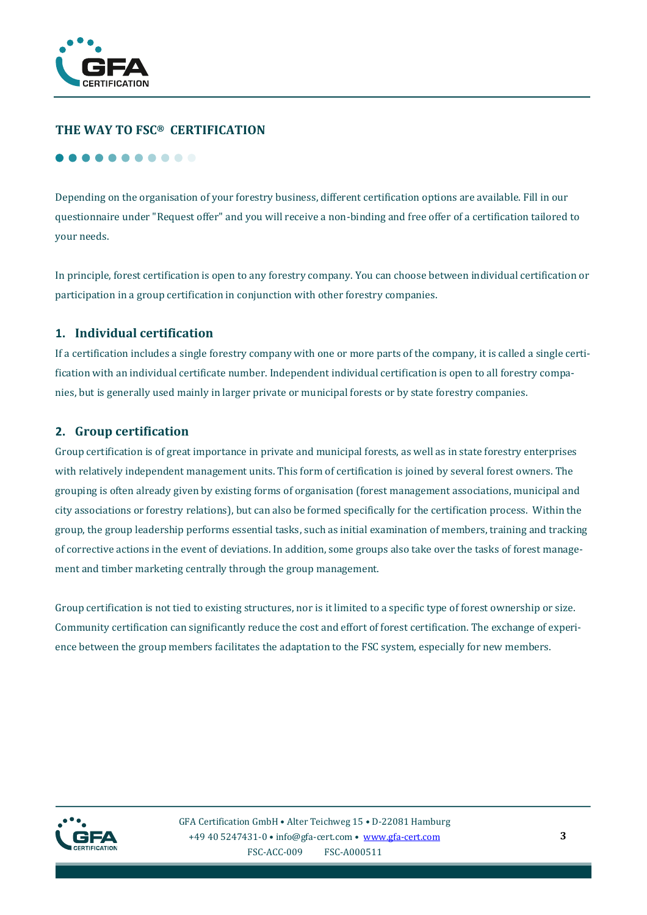## THE WAY TO FSC® CERTIFICATION

Depending on the organisation of your forestry business, different certification options are available. Fill in our questionnaire under "Request offer" and you will receive a non-binding and free offer of a certification tailored to your needs.

In principle, forest certification is open to any forestry company. You can choose between individual certification or participation in a group certification in conjunction with other forestry companies.

### 1. Individual certification

If a certification includes a single forestry company with one or more parts of the company, it is called a single certification with an individual certificate number. Independent individual certification is open to all forestry companies, but is generally used mainly in larger private or municipal forests or by state forestry companies.

### 2. Group certification

Group certification is of great importance in private and municipal forests, as well as in state forestry enterprises with relatively independent management units. This form of certification is joined by several forest owners. The grouping is often already given by existing forms of organisation (forest management associations, municipal and city associations or forestry relations), but can also be formed specifically for the certification process. Within the group, the group leadership performs essential tasks, such as initial examination of members, training and tracking of corrective actions in the event of deviations. In addition, some groups also take over the tasks of forest management and timber marketing centrally through the group management.

Group certification is not tied to existing structures, nor is it limited to a specific type of forest ownership or size. Community certification can significantly reduce the cost and effort of forest certification. The exchange of experience between the group members facilitates the adaptation to the FSC system, especially for new members.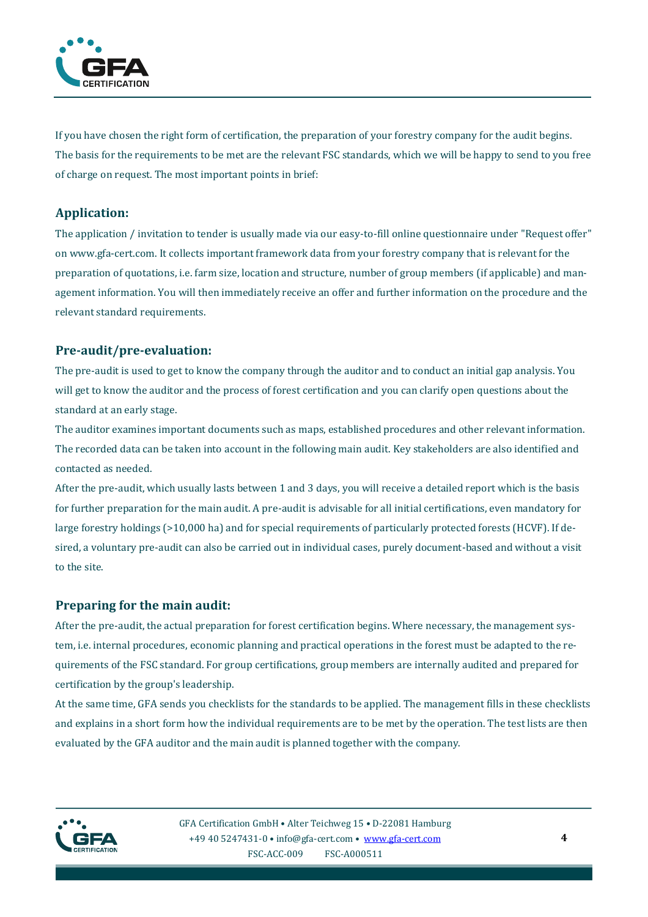If you have chosen the right form of certification, the preparation of your forestry company for the audit begins. The basis for the requirements to be met are the relevant FSC standards, which we will be happy to send to you free of charge on request. The most important points in brief:

### Application:

The application / invitation to tender is usually made via our easy-to-fill online questionnaire under "Request offer" on www.gfa-cert.com. It collects important framework data from your forestry company that is relevant for the preparation of quotations, i.e. farm size, location and structure, number of group members (if applicable) and management information. You will then immediately receive an offer and further information on the procedure and the relevant standard requirements.

### Pre-audit/pre-evaluation:

The pre-audit is used to get to know the company through the auditor and to conduct an initial gap analysis. You will get to know the auditor and the process of forest certification and you can clarify open questions about the standard at an early stage.

The auditor examines important documents such as maps, established procedures and other relevant information. The recorded data can be taken into account in the following main audit. Key stakeholders are also identified and contacted as needed.

After the pre-audit, which usually lasts between 1 and 3 days, you will receive a detailed report which is the basis for further preparation for the main audit. A pre-audit is advisable for all initial certifications, even mandatory for large forestry holdings (>10,000 ha) and for special requirements of particularly protected forests (HCVF). If desired, a voluntary pre-audit can also be carried out in individual cases, purely document-based and without a visit to the site.

### Preparing for the main audit:

After the pre-audit, the actual preparation for forest certification begins. Where necessary, the management system, i.e. internal procedures, economic planning and practical operations in the forest must be adapted to the requirements of the FSC standard. For group certifications, group members are internally audited and prepared for certification by the group's leadership.

At the same time, GFA sends you checklists for the standards to be applied. The management fills in these checklists and explains in a short form how the individual requirements are to be met by the operation. The test lists are then evaluated by the GFA auditor and the main audit is planned together with the company.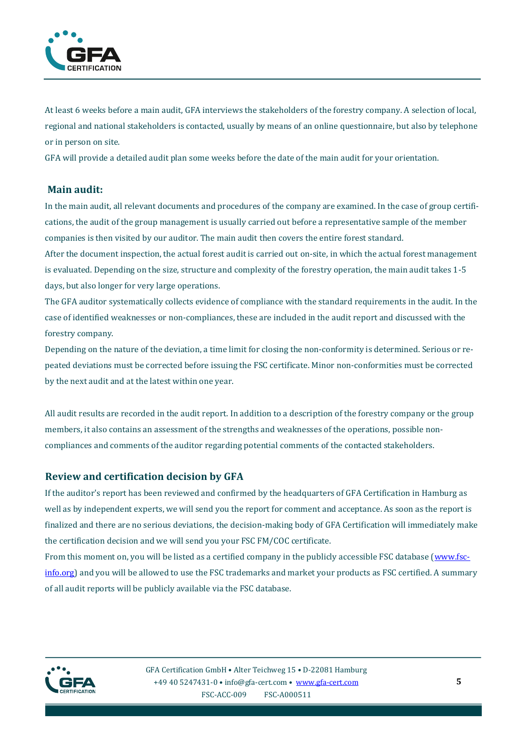At least 6 weeks before a main audit, GFA interviews the stakeholders of the forestry company. A selection of local, regional and national stakeholders is contacted, usually by means of an online questionnaire, but also by telephone or in person on site.

GFA will provide a detailed audit plan some weeks before the date of the main audit for your orientation.

## Main audit:

In the main audit, all relevant documents and procedures of the company are examined. In the case of group certifications, the audit of the group management is usually carried out before a representative sample of the member companies is then visited by our auditor. The main audit then covers the entire forest standard.

After the document inspection, the actual forest audit is carried out on-site, in which the actual forest management is evaluated. Depending on the size, structure and complexity of the forestry operation, the main audit takes 1-5 days, but also longer for very large operations.

The GFA auditor systematically collects evidence of compliance with the standard requirements in the audit. In the case of identified weaknesses or non-compliances, these are included in the audit report and discussed with the forestry company.

Depending on the nature of the deviation, a time limit for closing the non-conformity is determined. Serious or repeated deviations must be corrected before issuing the FSC certificate. Minor non-conformities must be corrected by the next audit and at the latest within one year.

All audit results are recorded in the audit report. In addition to a description of the forestry company or the group members, it also contains an assessment of the strengths and weaknesses of the operations, possible non-compliances and comments of the auditor regarding potential comments of the contacted stakeholders.

## Review and certification decision by GFA

If the auditor's report has been reviewed and confirmed by the headquarters of GFA Certification in Hamburg as well as by independent experts, we will send you the report for comment and acceptance. As soon as the report is finalized and there are no serious deviations, the decision-making body of GFA Certification will immediately make the certification decision and we will send you your FSC FM/COC certificate.

From this moment on, you will be listed as a certified company in the publicly accessible FSC database (www.fsc-info.org) and you will be allowed to use the FSC trademarks and market your products as FSC certified. A summary of all audit reports will be publicly available via the FSC database.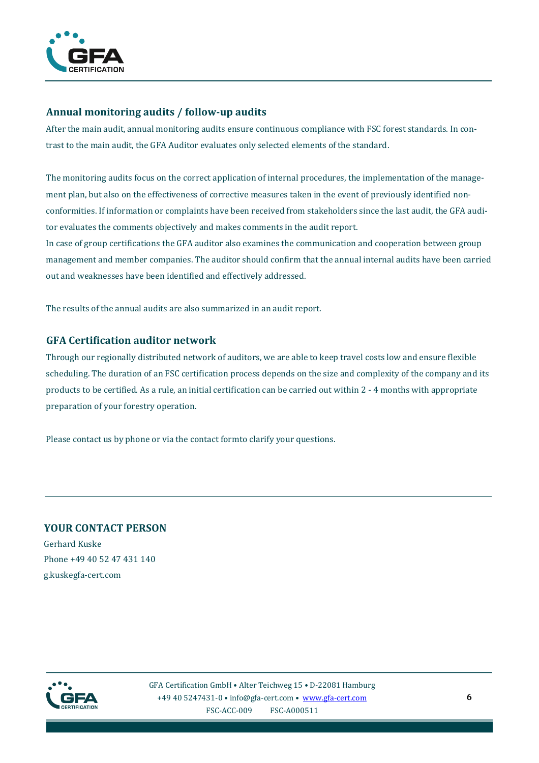## Annual monitoring audits / follow-up audits

After the main audit, annual monitoring audits ensure continuous compliance with FSC forest standards. In contrast to the main audit, the GFA Auditor evaluates only selected elements of the standard.

The monitoring audits focus on the correct application of internal procedures, the implementation of the management plan, but also on the effectiveness of corrective measures taken in the event of previously identified nonconformities. If information or complaints have been received from stakeholders since the last audit, the GFA auditor evaluates the comments objectively and makes comments in the audit report.
In case of group certifications the GFA auditor also examines the communication and cooperation between group management and member companies. The auditor should confirm that the annual internal audits have been carried out and weaknesses have been identified and effectively addressed.

The results of the annual audits are also summarized in an audit report.

## GFA Certification auditor network

Through our regionally distributed network of auditors, we are able to keep travel costs low and ensure flexible scheduling. The duration of an FSC certification process depends on the size and complexity of the company and its products to be certified. As a rule, an initial certification can be carried out within 2 - 4 months with appropriate preparation of your forestry operation.

Please contact us by phone or via the contact formto clarify your questions.

## YOUR CONTACT PERSON

Gerhard Kuske
Phone +49 40 52 47 431 140
g.kuskegfa-cert.com

GFA Certification GmbH • Alter Teichweg 15 • D-22081 Hamburg
+49 40 5247431-0 • info@gfa-cert.com • www.gfa-cert.com
FSC-ACC-009 FSC-A000511